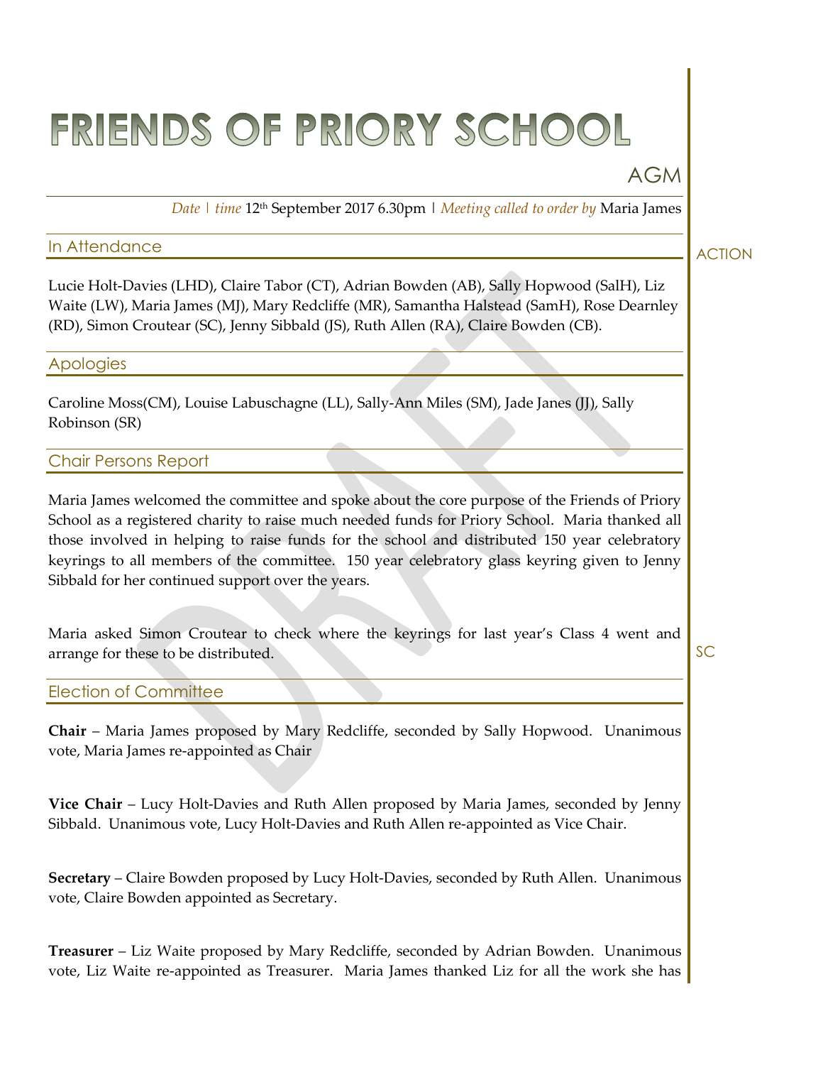# FRIENDS OF PRIORY SCHOOL

AGM

*Date | time* 12th September 2017 6.30pm | *Meeting called to order by* Maria James

## In Attendance

ACTION

Lucie Holt-Davies (LHD), Claire Tabor (CT), Adrian Bowden (AB), Sally Hopwood (SalH), Liz Waite (LW), Maria James (MJ), Mary Redcliffe (MR), Samantha Halstead (SamH), Rose Dearnley (RD), Simon Croutear (SC), Jenny Sibbald (JS), Ruth Allen (RA), Claire Bowden (CB).

## Apologies

Caroline Moss(CM), Louise Labuschagne (LL), Sally-Ann Miles (SM), Jade Janes (JJ), Sally Robinson (SR)

## Chair Persons Report

Maria James welcomed the committee and spoke about the core purpose of the Friends of Priory School as a registered charity to raise much needed funds for Priory School. Maria thanked all those involved in helping to raise funds for the school and distributed 150 year celebratory keyrings to all members of the committee. 150 year celebratory glass keyring given to Jenny Sibbald for her continued support over the years.

Maria asked Simon Croutear to check where the keyrings for last year's Class 4 went and arrange for these to be distributed. — **SC**

## Election of Committee

**Chair** – Maria James proposed by Mary Redcliffe, seconded by Sally Hopwood. Unanimous vote, Maria James re-appointed as Chair

**Vice Chair** – Lucy Holt-Davies and Ruth Allen proposed by Maria James, seconded by Jenny Sibbald. Unanimous vote, Lucy Holt-Davies and Ruth Allen re-appointed as Vice Chair.

**Secretary** – Claire Bowden proposed by Lucy Holt-Davies, seconded by Ruth Allen. Unanimous vote, Claire Bowden appointed as Secretary.

**Treasurer** – Liz Waite proposed by Mary Redcliffe, seconded by Adrian Bowden. Unanimous vote, Liz Waite re-appointed as Treasurer. Maria James thanked Liz for all the work she has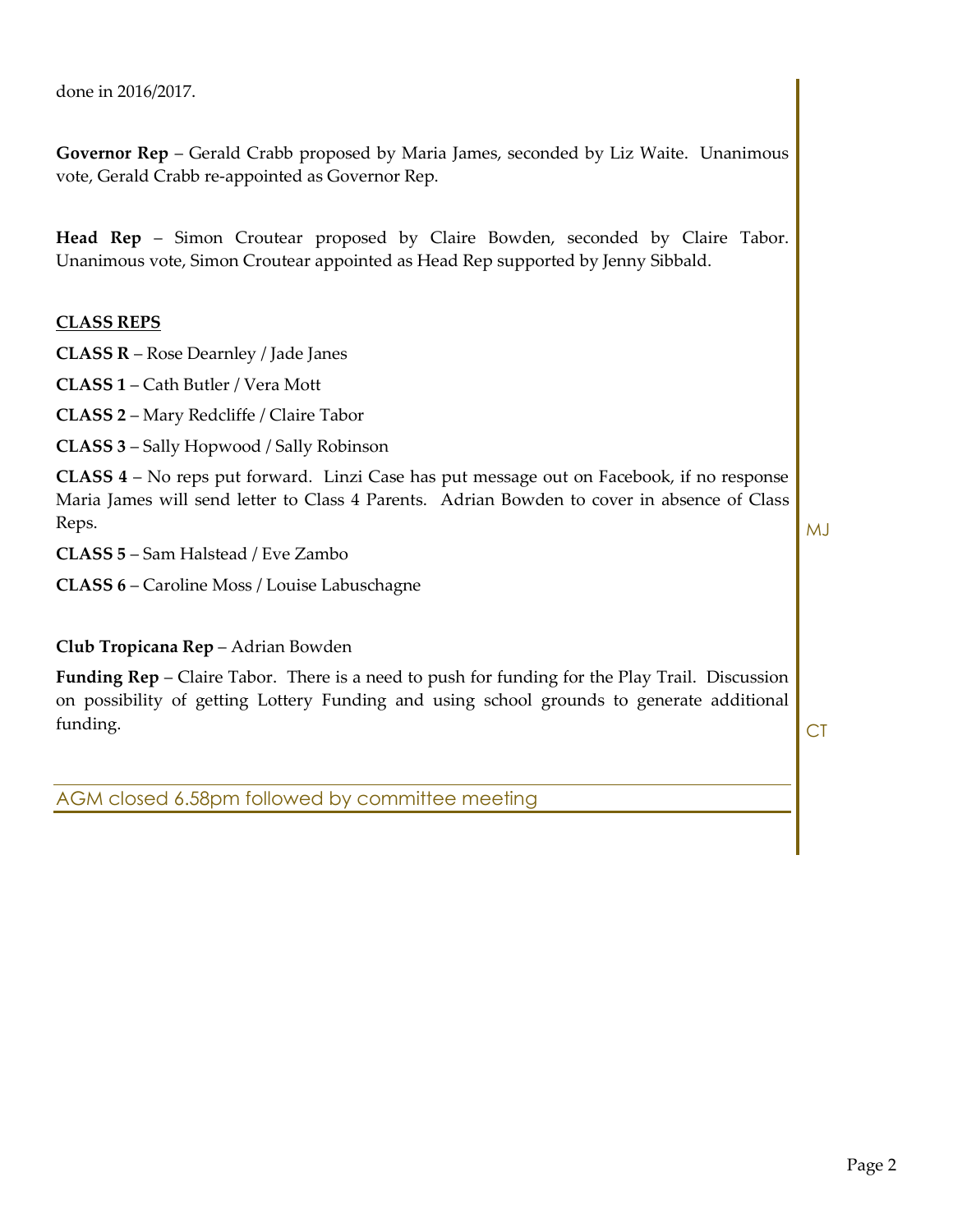done in 2016/2017.

**Governor Rep** – Gerald Crabb proposed by Maria James, seconded by Liz Waite. Unanimous vote, Gerald Crabb re-appointed as Governor Rep.

**Head Rep** – Simon Croutear proposed by Claire Bowden, seconded by Claire Tabor. Unanimous vote, Simon Croutear appointed as Head Rep supported by Jenny Sibbald.

**<u>CLASS REPS</u>**

**CLASS R** – Rose Dearnley / Jade Janes

**CLASS 1** – Cath Butler / Vera Mott

**CLASS 2** – Mary Redcliffe / Claire Tabor

**CLASS 3** – Sally Hopwood / Sally Robinson

**CLASS 4** – No reps put forward. Linzi Case has put message out on Facebook, if no response Maria James will send letter to Class 4 Parents. Adrian Bowden to cover in absence of Class Reps.

MJ

**CLASS 5** – Sam Halstead / Eve Zambo

**CLASS 6** – Caroline Moss / Louise Labuschagne

**Club Tropicana Rep** – Adrian Bowden

**Funding Rep** – Claire Tabor. There is a need to push for funding for the Play Trail. Discussion on possibility of getting Lottery Funding and using school grounds to generate additional funding.

CT

AGM closed 6.58pm followed by committee meeting